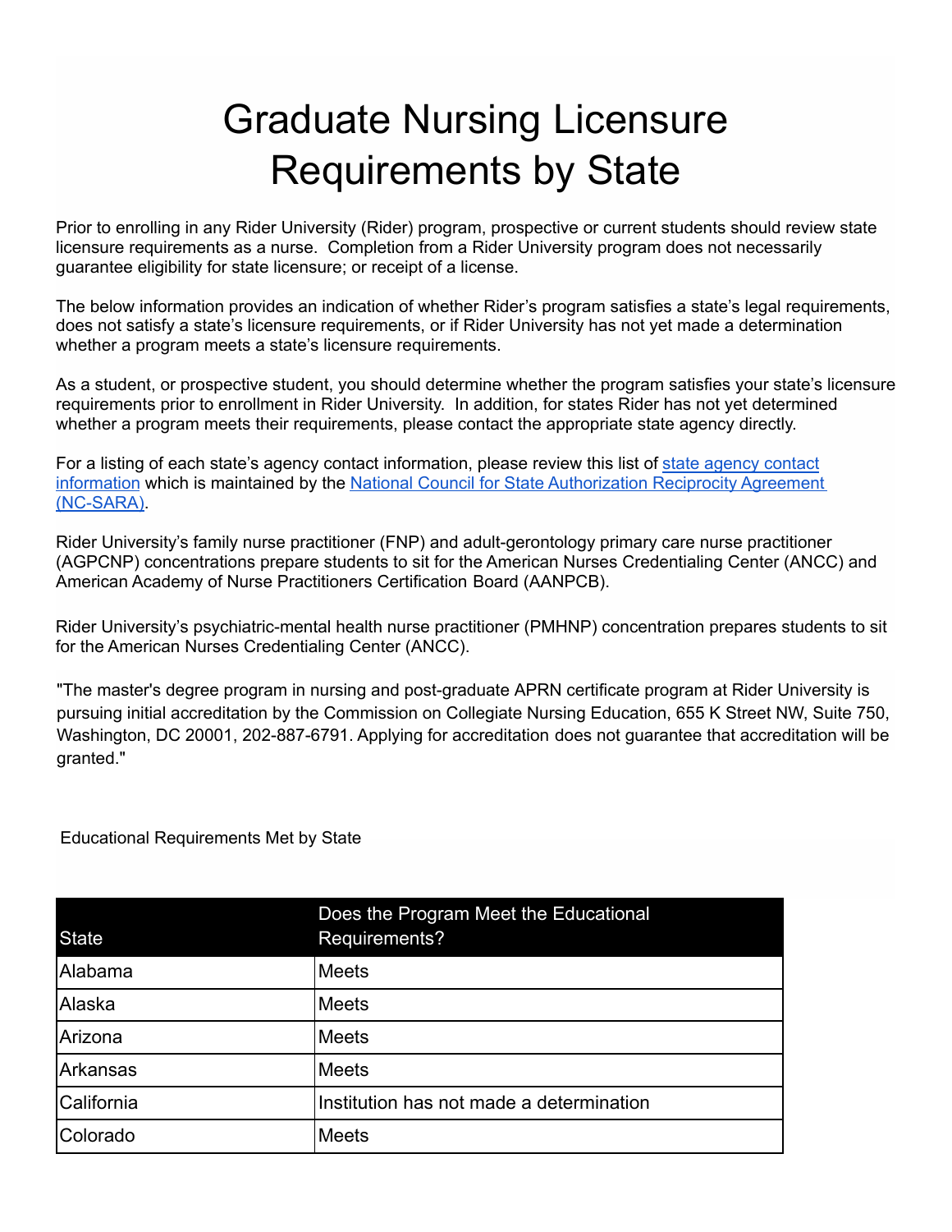# Graduate Nursing Licensure Requirements by State

Prior to enrolling in any Rider University (Rider) program, prospective or current students should review state licensure requirements as a nurse. Completion from a Rider University program does not necessarily guarantee eligibility for state licensure; or receipt of a license.

The below information provides an indication of whether Rider's program satisfies a state's legal requirements, does not satisfy a state's licensure requirements, or if Rider University has not yet made a determination whether a program meets a state's licensure requirements.

As a student, or prospective student, you should determine whether the program satisfies your state's licensure requirements prior to enrollment in Rider University. In addition, for states Rider has not yet determined whether a program meets their requirements, please contact the appropriate state agency directly.

For a listing of each state's agency contact information, please review this list of [state agency contact information](#) which is maintained by the [National Council for State Authorization Reciprocity Agreement (NC-SARA)](#).

Rider University's family nurse practitioner (FNP) and adult-gerontology primary care nurse practitioner (AGPCNP) concentrations prepare students to sit for the American Nurses Credentialing Center (ANCC) and American Academy of Nurse Practitioners Certification Board (AANPCB).

Rider University's psychiatric-mental health nurse practitioner (PMHNP) concentration prepares students to sit for the American Nurses Credentialing Center (ANCC).

"The master's degree program in nursing and post-graduate APRN certificate program at Rider University is pursuing initial accreditation by the Commission on Collegiate Nursing Education, 655 K Street NW, Suite 750, Washington, DC 20001, 202-887-6791. Applying for accreditation does not guarantee that accreditation will be granted."

Educational Requirements Met by State

| State | Does the Program Meet the Educational Requirements? |
|---|---|
| Alabama | Meets |
| Alaska | Meets |
| Arizona | Meets |
| Arkansas | Meets |
| California | Institution has not made a determination |
| Colorado | Meets |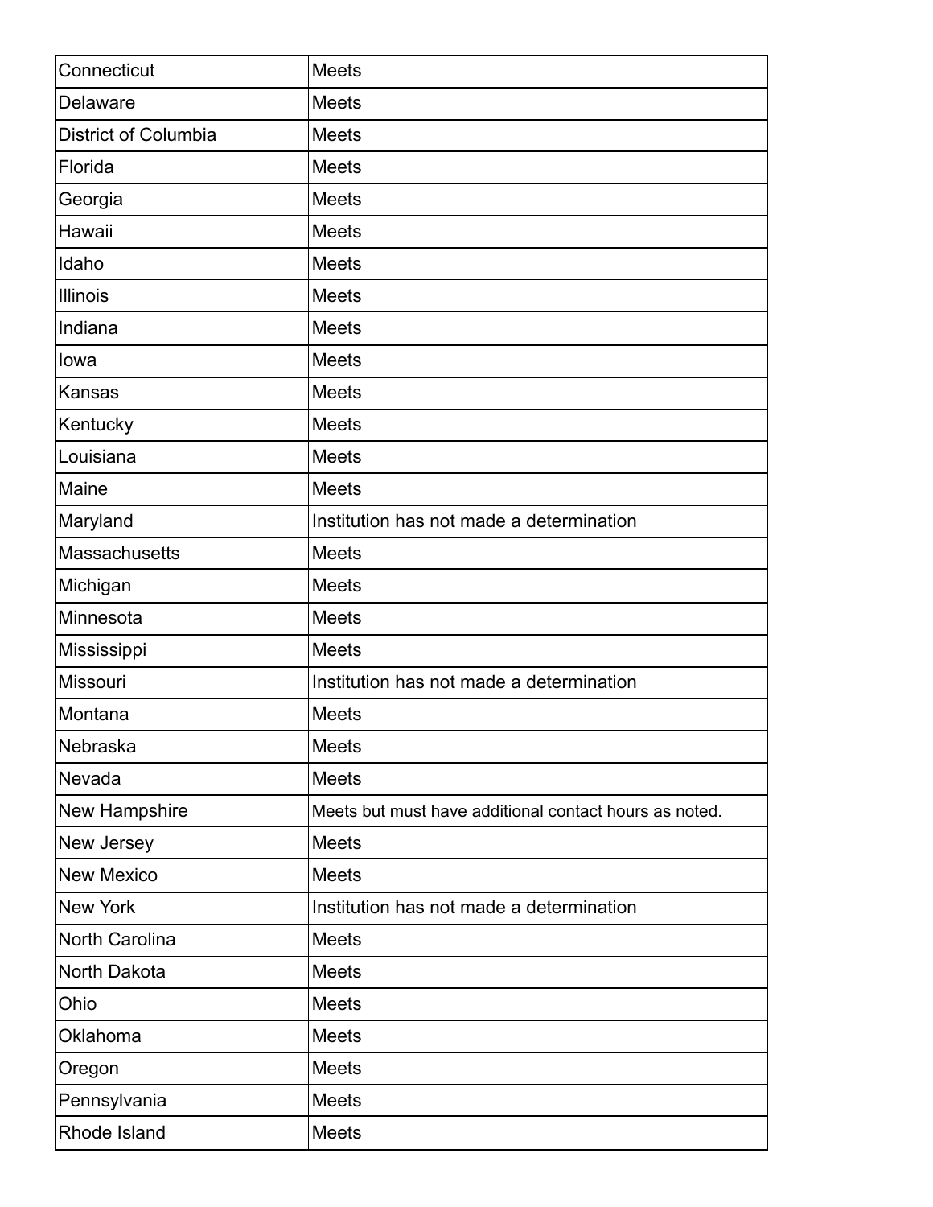| | |
|---|---|
| Connecticut | Meets |
| Delaware | Meets |
| District of Columbia | Meets |
| Florida | Meets |
| Georgia | Meets |
| Hawaii | Meets |
| Idaho | Meets |
| Illinois | Meets |
| Indiana | Meets |
| Iowa | Meets |
| Kansas | Meets |
| Kentucky | Meets |
| Louisiana | Meets |
| Maine | Meets |
| Maryland | Institution has not made a determination |
| Massachusetts | Meets |
| Michigan | Meets |
| Minnesota | Meets |
| Mississippi | Meets |
| Missouri | Institution has not made a determination |
| Montana | Meets |
| Nebraska | Meets |
| Nevada | Meets |
| New Hampshire | Meets but must have additional contact hours as noted. |
| New Jersey | Meets |
| New Mexico | Meets |
| New York | Institution has not made a determination |
| North Carolina | Meets |
| North Dakota | Meets |
| Ohio | Meets |
| Oklahoma | Meets |
| Oregon | Meets |
| Pennsylvania | Meets |
| Rhode Island | Meets |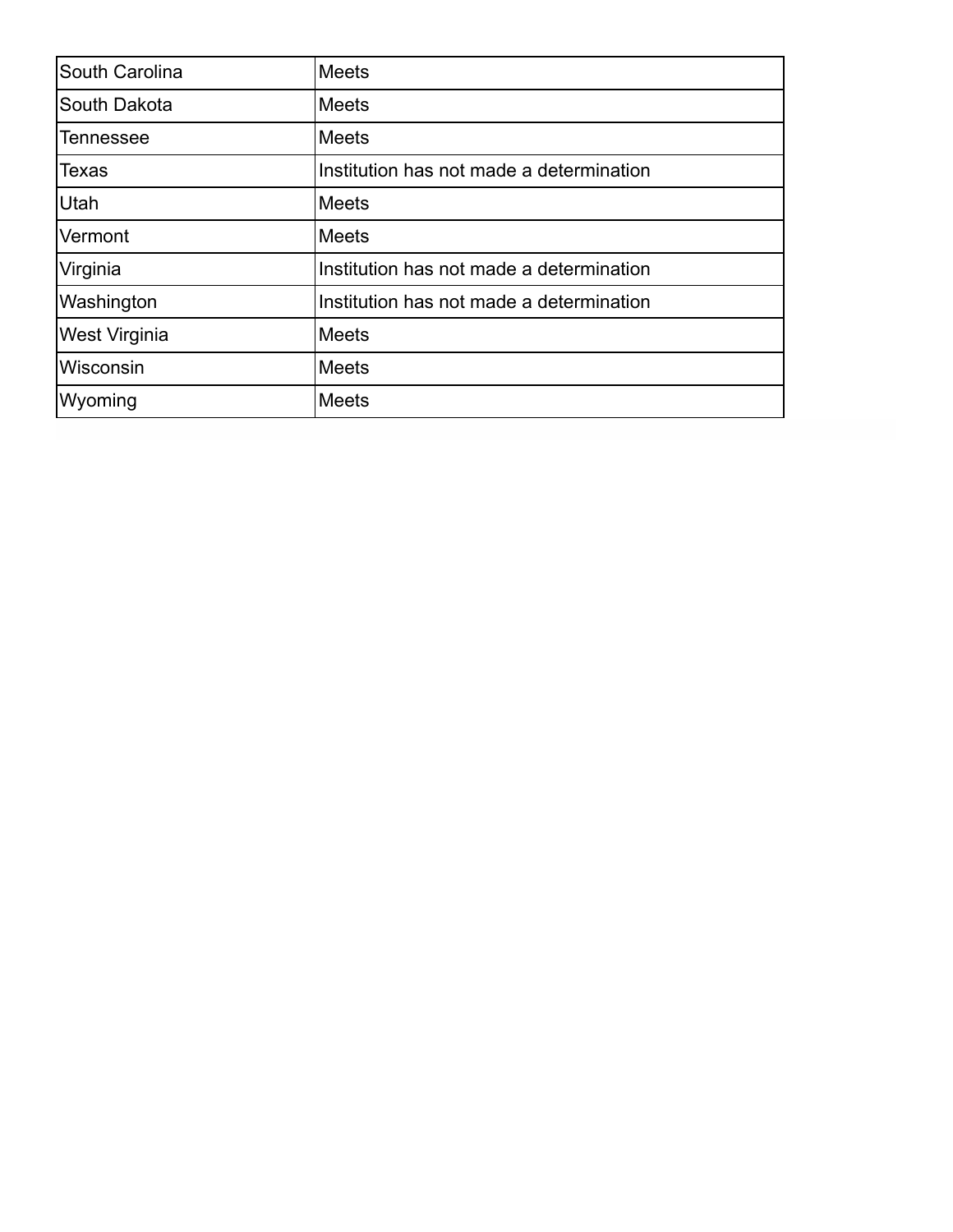| | |
|---|---|
| South Carolina | Meets |
| South Dakota | Meets |
| Tennessee | Meets |
| Texas | Institution has not made a determination |
| Utah | Meets |
| Vermont | Meets |
| Virginia | Institution has not made a determination |
| Washington | Institution has not made a determination |
| West Virginia | Meets |
| Wisconsin | Meets |
| Wyoming | Meets |